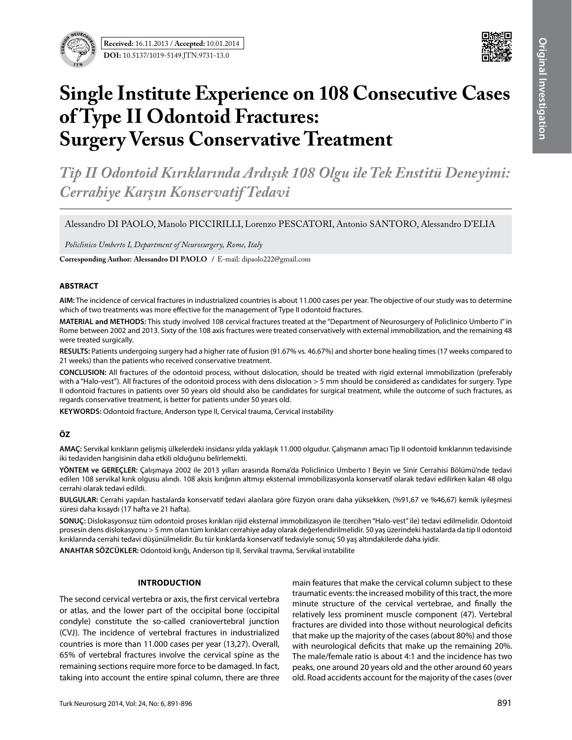**Received:** 16.11.2013 / **Accepted:** 10.01.2014

**DOI:** 10.5137/1019-5149.JTN.9731-13.0

Original Investigation

# Single Institute Experience on 108 Consecutive Cases of Type II Odontoid Fractures: Surgery Versus Conservative Treatment

*Tip II Odontoid Kırıklarında Ardışık 108 Olgu ile Tek Enstitü Deneyimi: Cerrahiye Karşın Konservatif Tedavi*

Alessandro DI PAOLO, Manolo PICCIRILLI, Lorenzo PESCATORI, Antonio SANTORO, Alessandro D'ELIA

*Policlinico Umberto I, Department of Neurosurgery, Rome, Italy*

**Corresponding Author: Alessandro DI PAOLO** / E-mail: dipaolo222@gmail.com

## ABSTRACT

**AIM:** The incidence of cervical fractures in industrialized countries is about 11.000 cases per year. The objective of our study was to determine which of two treatments was more effective for the management of Type II odontoid fractures.

**MATERIAL and METHODS:** This study involved 108 cervical fractures treated at the "Department of Neurosurgery of Policlinico Umberto I" in Rome between 2002 and 2013. Sixty of the 108 axis fractures were treated conservatively with external immobilization, and the remaining 48 were treated surgically.

**RESULTS:** Patients undergoing surgery had a higher rate of fusion (91.67% vs. 46.67%) and shorter bone healing times (17 weeks compared to 21 weeks) than the patients who received conservative treatment.

**CONCLUSION:** All fractures of the odontoid process, without dislocation, should be treated with rigid external immobilization (preferably with a "Halo-vest"). All fractures of the odontoid process with dens dislocation > 5 mm should be considered as candidates for surgery. Type II odontoid fractures in patients over 50 years old should also be candidates for surgical treatment, while the outcome of such fractures, as regards conservative treatment, is better for patients under 50 years old.

**KEYWORDS:** Odontoid fracture, Anderson type II, Cervical trauma, Cervical instability

## ÖZ

**AMAÇ:** Servikal kırıkların gelişmiş ülkelerdeki insidansı yılda yaklaşık 11.000 olgudur. Çalışmanın amacı Tip II odontoid kırıklarının tedavisinde iki tedaviden hangisinin daha etkili olduğunu belirlemekti.

**YÖNTEM ve GEREÇLER:** Çalışmaya 2002 ile 2013 yılları arasında Roma'da Policlinico Umberto I Beyin ve Sinir Cerrahisi Bölümü'nde tedavi edilen 108 servikal kırık olgusu alındı. 108 aksis kırığının altmışı eksternal immobilizasyonla konservatif olarak tedavi edilirken kalan 48 olgu cerrahi olarak tedavi edildi.

**BULGULAR:** Cerrahi yapılan hastalarda konservatif tedavi alanlara göre füzyon oranı daha yüksekken, (%91,67 ve %46,67) kemik iyileşmesi süresi daha kısaydı (17 hafta ve 21 hafta).

**SONUÇ:** Dislokasyonsuz tüm odontoid proses kırıkları rijid eksternal immobilizasyon ile (tercihen "Halo-vest" ile) tedavi edilmelidir. Odontoid prosesin dens dislokasyonu > 5 mm olan tüm kırıkları cerrahiye aday olarak değerlendirilmelidir. 50 yaş üzerindeki hastalarda da tip II odontoid kırıklarında cerrahi tedavi düşünülmelidir. Bu tür kırıklarda konservatif tedaviyle sonuç 50 yaş altındakilerde daha iyidir.

**ANAHTAR SÖZCÜKLER:** Odontoid kırığı, Anderson tip II, Servikal travma, Servikal instabilite

## INTRODUCTION

The second cervical vertebra or axis, the first cervical vertebra or atlas, and the lower part of the occipital bone (occipital condyle) constitute the so-called craniovertebral junction (CVJ). The incidence of vertebral fractures in industrialized countries is more than 11.000 cases per year (13,27). Overall, 65% of vertebral fractures involve the cervical spine as the remaining sections require more force to be damaged. In fact, taking into account the entire spinal column, there are three main features that make the cervical column subject to these traumatic events: the increased mobility of this tract, the more minute structure of the cervical vertebrae, and finally the relatively less prominent muscle component (47). Vertebral fractures are divided into those without neurological deficits that make up the majority of the cases (about 80%) and those with neurological deficits that make up the remaining 20%. The male/female ratio is about 4:1 and the incidence has two peaks, one around 20 years old and the other around 60 years old. Road accidents account for the majority of the cases (over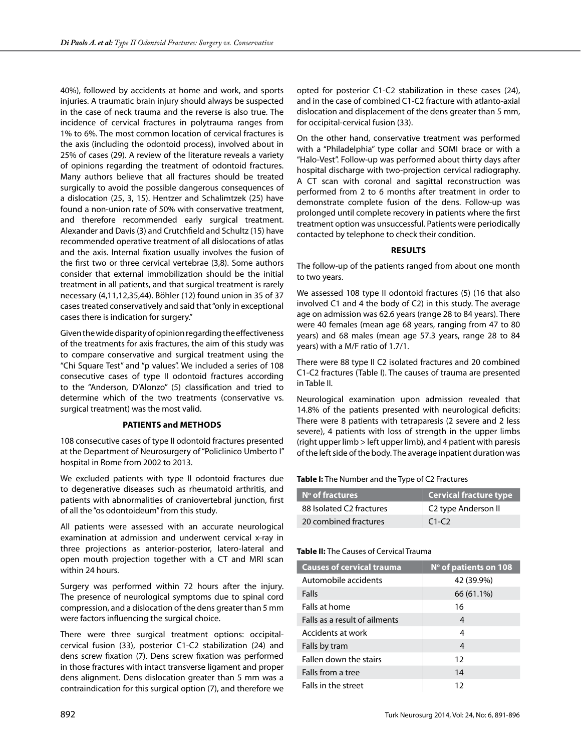40%), followed by accidents at home and work, and sports injuries. A traumatic brain injury should always be suspected in the case of neck trauma and the reverse is also true. The incidence of cervical fractures in polytrauma ranges from 1% to 6%. The most common location of cervical fractures is the axis (including the odontoid process), involved about in 25% of cases (29). A review of the literature reveals a variety of opinions regarding the treatment of odontoid fractures. Many authors believe that all fractures should be treated surgically to avoid the possible dangerous consequences of a dislocation (25, 3, 15). Hentzer and Schalimtzek (25) have found a non-union rate of 50% with conservative treatment, and therefore recommended early surgical treatment. Alexander and Davis (3) and Crutchfield and Schultz (15) have recommended operative treatment of all dislocations of atlas and the axis. Internal fixation usually involves the fusion of the first two or three cervical vertebrae (3,8). Some authors consider that external immobilization should be the initial treatment in all patients, and that surgical treatment is rarely necessary (4,11,12,35,44). Böhler (12) found union in 35 of 37 cases treated conservatively and said that "only in exceptional cases there is indication for surgery."

Given the wide disparity of opinion regarding the effectiveness of the treatments for axis fractures, the aim of this study was to compare conservative and surgical treatment using the "Chi Square Test" and "p values". We included a series of 108 consecutive cases of type II odontoid fractures according to the "Anderson, D'Alonzo" (5) classification and tried to determine which of the two treatments (conservative vs. surgical treatment) was the most valid.

## PATIENTS and METHODS

108 consecutive cases of type II odontoid fractures presented at the Department of Neurosurgery of "Policlinico Umberto I" hospital in Rome from 2002 to 2013.

We excluded patients with type II odontoid fractures due to degenerative diseases such as rheumatoid arthritis, and patients with abnormalities of craniovertebral junction, first of all the "os odontoideum" from this study.

All patients were assessed with an accurate neurological examination at admission and underwent cervical x-ray in three projections as anterior-posterior, latero-lateral and open mouth projection together with a CT and MRI scan within 24 hours.

Surgery was performed within 72 hours after the injury. The presence of neurological symptoms due to spinal cord compression, and a dislocation of the dens greater than 5 mm were factors influencing the surgical choice.

There were three surgical treatment options: occipital-cervical fusion (33), posterior C1-C2 stabilization (24) and dens screw fixation (7). Dens screw fixation was performed in those fractures with intact transverse ligament and proper dens alignment. Dens dislocation greater than 5 mm was a contraindication for this surgical option (7), and therefore we opted for posterior C1-C2 stabilization in these cases (24), and in the case of combined C1-C2 fracture with atlanto-axial dislocation and displacement of the dens greater than 5 mm, for occipital-cervical fusion (33).

On the other hand, conservative treatment was performed with a "Philadelphia" type collar and SOMI brace or with a "Halo-Vest". Follow-up was performed about thirty days after hospital discharge with two-projection cervical radiography. A CT scan with coronal and sagittal reconstruction was performed from 2 to 6 months after treatment in order to demonstrate complete fusion of the dens. Follow-up was prolonged until complete recovery in patients where the first treatment option was unsuccessful. Patients were periodically contacted by telephone to check their condition.

## RESULTS

The follow-up of the patients ranged from about one month to two years.

We assessed 108 type II odontoid fractures (5) (16 that also involved C1 and 4 the body of C2) in this study. The average age on admission was 62.6 years (range 28 to 84 years). There were 40 females (mean age 68 years, ranging from 47 to 80 years) and 68 males (mean age 57.3 years, range 28 to 84 years) with a M/F ratio of 1.7/1.

There were 88 type II C2 isolated fractures and 20 combined C1-C2 fractures (Table I). The causes of trauma are presented in Table II.

Neurological examination upon admission revealed that 14.8% of the patients presented with neurological deficits: There were 8 patients with tetraparesis (2 severe and 2 less severe), 4 patients with loss of strength in the upper limbs (right upper limb > left upper limb), and 4 patient with paresis of the left side of the body. The average inpatient duration was

**Table I:** The Number and the Type of C2 Fractures

| Nº of fractures | Cervical fracture type |
|---|---|
| 88 Isolated C2 fractures | C2 type Anderson II |
| 20 combined fractures | C1-C2 |

**Table II:** The Causes of Cervical Trauma

| Causes of cervical trauma | Nº of patients on 108 |
|---|---|
| Automobile accidents | 42 (39.9%) |
| Falls | 66 (61.1%) |
| Falls at home | 16 |
| Falls as a result of ailments | 4 |
| Accidents at work | 4 |
| Falls by tram | 4 |
| Fallen down the stairs | 12 |
| Falls from a tree | 14 |
| Falls in the street | 12 |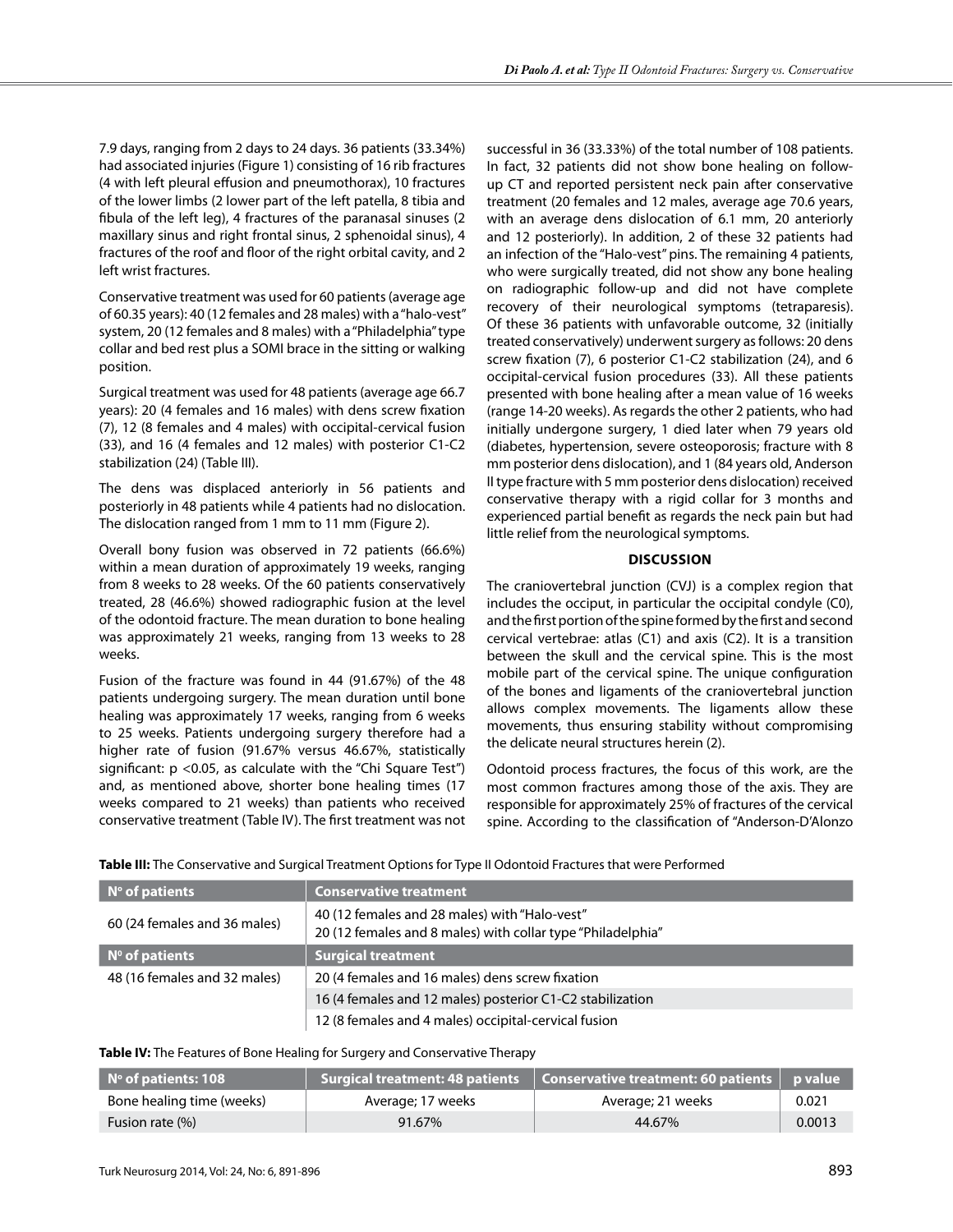7.9 days, ranging from 2 days to 24 days. 36 patients (33.34%) had associated injuries (Figure 1) consisting of 16 rib fractures (4 with left pleural effusion and pneumothorax), 10 fractures of the lower limbs (2 lower part of the left patella, 8 tibia and fibula of the left leg), 4 fractures of the paranasal sinuses (2 maxillary sinus and right frontal sinus, 2 sphenoidal sinus), 4 fractures of the roof and floor of the right orbital cavity, and 2 left wrist fractures.

Conservative treatment was used for 60 patients (average age of 60.35 years): 40 (12 females and 28 males) with a "halo-vest" system, 20 (12 females and 8 males) with a "Philadelphia" type collar and bed rest plus a SOMI brace in the sitting or walking position.

Surgical treatment was used for 48 patients (average age 66.7 years): 20 (4 females and 16 males) with dens screw fixation (7), 12 (8 females and 4 males) with occipital-cervical fusion (33), and 16 (4 females and 12 males) with posterior C1-C2 stabilization (24) (Table III).

The dens was displaced anteriorly in 56 patients and posteriorly in 48 patients while 4 patients had no dislocation. The dislocation ranged from 1 mm to 11 mm (Figure 2).

Overall bony fusion was observed in 72 patients (66.6%) within a mean duration of approximately 19 weeks, ranging from 8 weeks to 28 weeks. Of the 60 patients conservatively treated, 28 (46.6%) showed radiographic fusion at the level of the odontoid fracture. The mean duration to bone healing was approximately 21 weeks, ranging from 13 weeks to 28 weeks.

Fusion of the fracture was found in 44 (91.67%) of the 48 patients undergoing surgery. The mean duration until bone healing was approximately 17 weeks, ranging from 6 weeks to 25 weeks. Patients undergoing surgery therefore had a higher rate of fusion (91.67% versus 46.67%, statistically significant: $p < 0.05$, as calculate with the "Chi Square Test") and, as mentioned above, shorter bone healing times (17 weeks compared to 21 weeks) than patients who received conservative treatment (Table IV). The first treatment was not successful in 36 (33.33%) of the total number of 108 patients. In fact, 32 patients did not show bone healing on follow-up CT and reported persistent neck pain after conservative treatment (20 females and 12 males, average age 70.6 years, with an average dens dislocation of 6.1 mm, 20 anteriorly and 12 posteriorly). In addition, 2 of these 32 patients had an infection of the "Halo-vest" pins. The remaining 4 patients, who were surgically treated, did not show any bone healing on radiographic follow-up and did not have complete recovery of their neurological symptoms (tetraparesis). Of these 36 patients with unfavorable outcome, 32 (initially treated conservatively) underwent surgery as follows: 20 dens screw fixation (7), 6 posterior C1-C2 stabilization (24), and 6 occipital-cervical fusion procedures (33). All these patients presented with bone healing after a mean value of 16 weeks (range 14-20 weeks). As regards the other 2 patients, who had initially undergone surgery, 1 died later when 79 years old (diabetes, hypertension, severe osteoporosis; fracture with 8 mm posterior dens dislocation), and 1 (84 years old, Anderson II type fracture with 5 mm posterior dens dislocation) received conservative therapy with a rigid collar for 3 months and experienced partial benefit as regards the neck pain but had little relief from the neurological symptoms.

## DISCUSSION

The craniovertebral junction (CVJ) is a complex region that includes the occiput, in particular the occipital condyle (C0), and the first portion of the spine formed by the first and second cervical vertebrae: atlas (C1) and axis (C2). It is a transition between the skull and the cervical spine. This is the most mobile part of the cervical spine. The unique configuration of the bones and ligaments of the craniovertebral junction allows complex movements. The ligaments allow these movements, thus ensuring stability without compromising the delicate neural structures herein (2).

Odontoid process fractures, the focus of this work, are the most common fractures among those of the axis. They are responsible for approximately 25% of fractures of the cervical spine. According to the classification of "Anderson-D'Alonzo

**Table III:** The Conservative and Surgical Treatment Options for Type II Odontoid Fractures that were Performed

| N° of patients | Conservative treatment |
|---|---|
| 60 (24 females and 36 males) | 40 (12 females and 28 males) with "Halo-vest"<br>20 (12 females and 8 males) with collar type "Philadelphia" |
| **N° of patients** | **Surgical treatment** |
| 48 (16 females and 32 males) | 20 (4 females and 16 males) dens screw fixation |
| | 16 (4 females and 12 males) posterior C1-C2 stabilization |
| | 12 (8 females and 4 males) occipital-cervical fusion |

**Table IV:** The Features of Bone Healing for Surgery and Conservative Therapy

| N° of patients: 108 | Surgical treatment: 48 patients | Conservative treatment: 60 patients | p value |
|---|---|---|---|
| Bone healing time (weeks) | Average; 17 weeks | Average; 21 weeks | 0.021 |
| Fusion rate (%) | 91.67% | 44.67% | 0.0013 |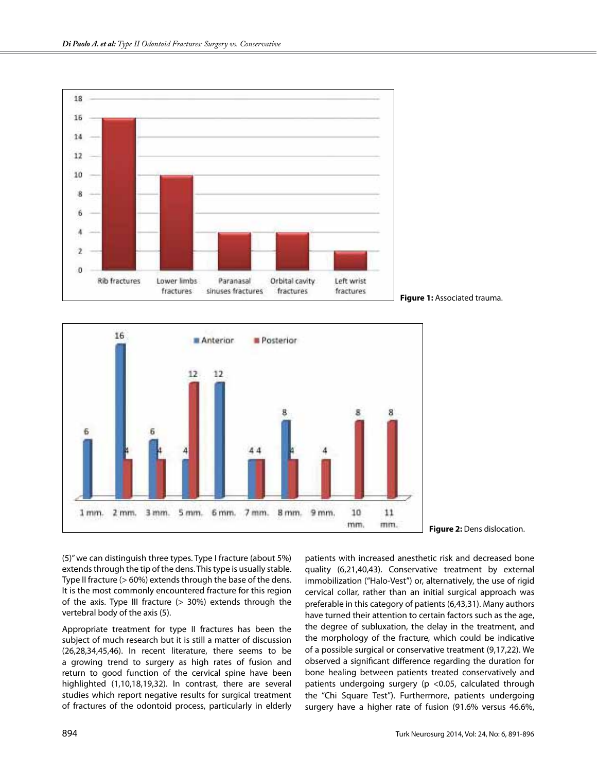Figure 1: Associated trauma.

Figure 2: Dens dislocation.

(5)" we can distinguish three types. Type I fracture (about 5%) extends through the tip of the dens. This type is usually stable. Type II fracture (> 60%) extends through the base of the dens. It is the most commonly encountered fracture for this region of the axis. Type III fracture (> 30%) extends through the vertebral body of the axis (5).

Appropriate treatment for type II fractures has been the subject of much research but it is still a matter of discussion (26,28,34,45,46). In recent literature, there seems to be a growing trend to surgery as high rates of fusion and return to good function of the cervical spine have been highlighted (1,10,18,19,32). In contrast, there are several studies which report negative results for surgical treatment of fractures of the odontoid process, particularly in elderly patients with increased anesthetic risk and decreased bone quality (6,21,40,43). Conservative treatment by external immobilization ("Halo-Vest") or, alternatively, the use of rigid cervical collar, rather than an initial surgical approach was preferable in this category of patients (6,43,31). Many authors have turned their attention to certain factors such as the age, the degree of subluxation, the delay in the treatment, and the morphology of the fracture, which could be indicative of a possible surgical or conservative treatment (9,17,22). We observed a significant difference regarding the duration for bone healing between patients treated conservatively and patients undergoing surgery ($p < 0.05$, calculated through the "Chi Square Test"). Furthermore, patients undergoing surgery have a higher rate of fusion (91.6% versus 46.6%,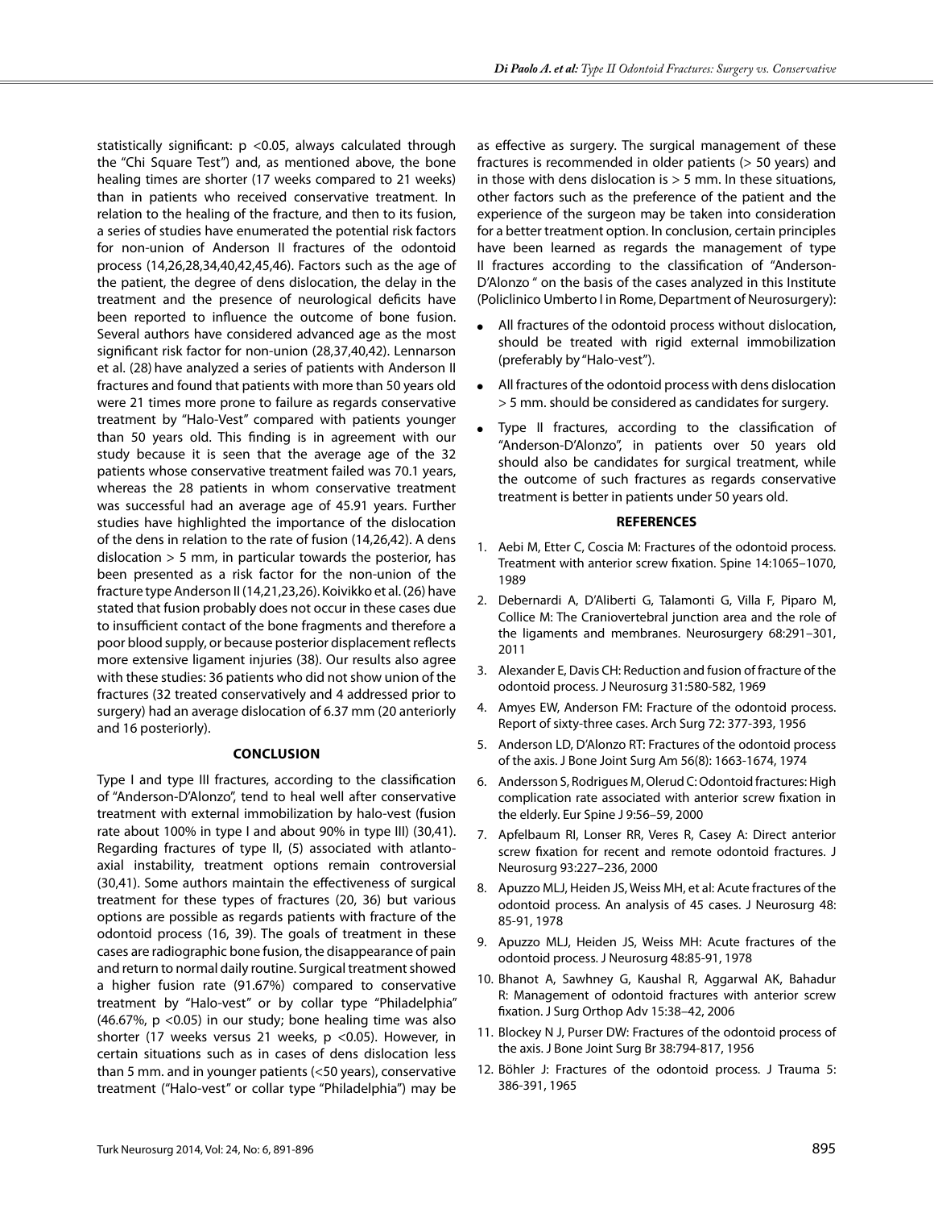statistically significant: $p < 0.05$, always calculated through the "Chi Square Test") and, as mentioned above, the bone healing times are shorter (17 weeks compared to 21 weeks) than in patients who received conservative treatment. In relation to the healing of the fracture, and then to its fusion, a series of studies have enumerated the potential risk factors for non-union of Anderson II fractures of the odontoid process (14,26,28,34,40,42,45,46). Factors such as the age of the patient, the degree of dens dislocation, the delay in the treatment and the presence of neurological deficits have been reported to influence the outcome of bone fusion. Several authors have considered advanced age as the most significant risk factor for non-union (28,37,40,42). Lennarson et al. (28) have analyzed a series of patients with Anderson II fractures and found that patients with more than 50 years old were 21 times more prone to failure as regards conservative treatment by "Halo-Vest" compared with patients younger than 50 years old. This finding is in agreement with our study because it is seen that the average age of the 32 patients whose conservative treatment failed was 70.1 years, whereas the 28 patients in whom conservative treatment was successful had an average age of 45.91 years. Further studies have highlighted the importance of the dislocation of the dens in relation to the rate of fusion (14,26,42). A dens dislocation > 5 mm, in particular towards the posterior, has been presented as a risk factor for the non-union of the fracture type Anderson II (14,21,23,26). Koivikko et al. (26) have stated that fusion probably does not occur in these cases due to insufficient contact of the bone fragments and therefore a poor blood supply, or because posterior displacement reflects more extensive ligament injuries (38). Our results also agree with these studies: 36 patients who did not show union of the fractures (32 treated conservatively and 4 addressed prior to surgery) had an average dislocation of 6.37 mm (20 anteriorly and 16 posteriorly).

## CONCLUSION

Type I and type III fractures, according to the classification of "Anderson-D'Alonzo", tend to heal well after conservative treatment with external immobilization by halo-vest (fusion rate about 100% in type I and about 90% in type III) (30,41). Regarding fractures of type II, (5) associated with atlanto-axial instability, treatment options remain controversial (30,41). Some authors maintain the effectiveness of surgical treatment for these types of fractures (20, 36) but various options are possible as regards patients with fracture of the odontoid process (16, 39). The goals of treatment in these cases are radiographic bone fusion, the disappearance of pain and return to normal daily routine. Surgical treatment showed a higher fusion rate (91.67%) compared to conservative treatment by "Halo-vest" or by collar type "Philadelphia" (46.67%, $p < 0.05$) in our study; bone healing time was also shorter (17 weeks versus 21 weeks, $p < 0.05$). However, in certain situations such as in cases of dens dislocation less than 5 mm. and in younger patients (<50 years), conservative treatment ("Halo-vest" or collar type "Philadelphia") may be as effective as surgery. The surgical management of these fractures is recommended in older patients (> 50 years) and in those with dens dislocation is > 5 mm. In these situations, other factors such as the preference of the patient and the experience of the surgeon may be taken into consideration for a better treatment option. In conclusion, certain principles have been learned as regards the management of type II fractures according to the classification of "Anderson-D'Alonzo " on the basis of the cases analyzed in this Institute (Policlinico Umberto I in Rome, Department of Neurosurgery):

- All fractures of the odontoid process without dislocation, should be treated with rigid external immobilization (preferably by "Halo-vest").
- All fractures of the odontoid process with dens dislocation > 5 mm. should be considered as candidates for surgery.
- Type II fractures, according to the classification of "Anderson-D'Alonzo", in patients over 50 years old should also be candidates for surgical treatment, while the outcome of such fractures as regards conservative treatment is better in patients under 50 years old.

## REFERENCES

1. Aebi M, Etter C, Coscia M: Fractures of the odontoid process. Treatment with anterior screw fixation. Spine 14:1065–1070, 1989
2. Debernardi A, D'Aliberti G, Talamonti G, Villa F, Piparo M, Collice M: The Craniovertebral junction area and the role of the ligaments and membranes. Neurosurgery 68:291–301, 2011
3. Alexander E, Davis CH: Reduction and fusion of fracture of the odontoid process. J Neurosurg 31:580-582, 1969
4. Amyes EW, Anderson FM: Fracture of the odontoid process. Report of sixty-three cases. Arch Surg 72: 377-393, 1956
5. Anderson LD, D'Alonzo RT: Fractures of the odontoid process of the axis. J Bone Joint Surg Am 56(8): 1663-1674, 1974
6. Andersson S, Rodrigues M, Olerud C: Odontoid fractures: High complication rate associated with anterior screw fixation in the elderly. Eur Spine J 9:56–59, 2000
7. Apfelbaum RI, Lonser RR, Veres R, Casey A: Direct anterior screw fixation for recent and remote odontoid fractures. J Neurosurg 93:227–236, 2000
8. Apuzzo MLJ, Heiden JS, Weiss MH, et al: Acute fractures of the odontoid process. An analysis of 45 cases. J Neurosurg 48: 85-91, 1978
9. Apuzzo MLJ, Heiden JS, Weiss MH: Acute fractures of the odontoid process. J Neurosurg 48:85-91, 1978
10. Bhanot A, Sawhney G, Kaushal R, Aggarwal AK, Bahadur R: Management of odontoid fractures with anterior screw fixation. J Surg Orthop Adv 15:38–42, 2006
11. Blockey N J, Purser DW: Fractures of the odontoid process of the axis. J Bone Joint Surg Br 38:794-817, 1956
12. Böhler J: Fractures of the odontoid process. J Trauma 5: 386-391, 1965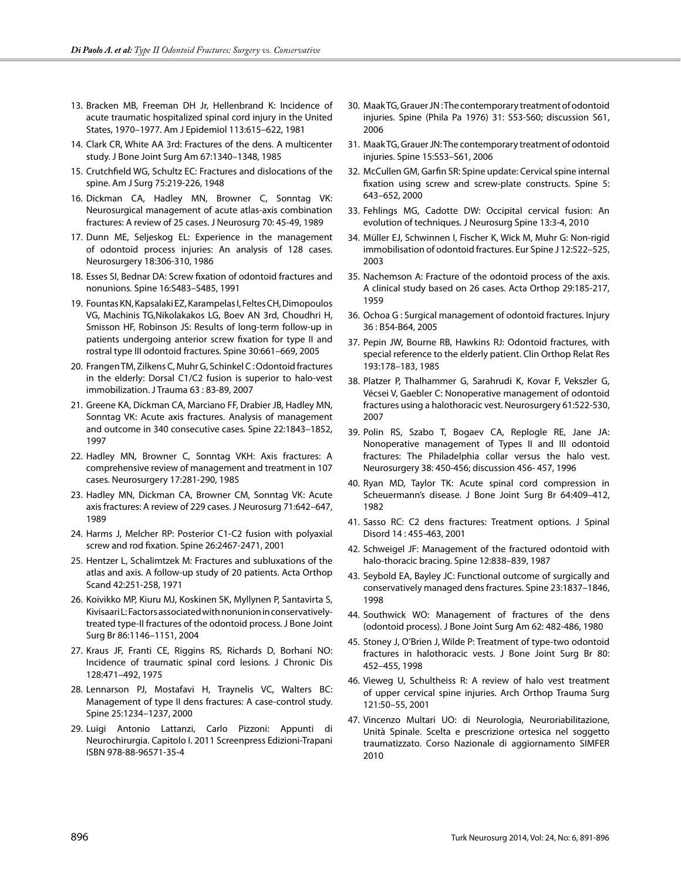13. Bracken MB, Freeman DH Jr, Hellenbrand K: Incidence of acute traumatic hospitalized spinal cord injury in the United States, 1970–1977. Am J Epidemiol 113:615–622, 1981
14. Clark CR, White AA 3rd: Fractures of the dens. A multicenter study. J Bone Joint Surg Am 67:1340–1348, 1985
15. Crutchfield WG, Schultz EC: Fractures and dislocations of the spine. Am J Surg 75:219-226, 1948
16. Dickman CA, Hadley MN, Browner C, Sonntag VK: Neurosurgical management of acute atlas-axis combination fractures: A review of 25 cases. J Neurosurg 70: 45-49, 1989
17. Dunn ME, Seljeskog EL: Experience in the management of odontoid process injuries: An analysis of 128 cases. Neurosurgery 18:306-310, 1986
18. Esses SI, Bednar DA: Screw fixation of odontoid fractures and nonunions. Spine 16:S483–S485, 1991
19. Fountas KN, Kapsalaki EZ, Karampelas I, Feltes CH, Dimopoulos VG, Machinis TG, Nikolakakos LG, Boev AN 3rd, Choudhri H, Smisson HF, Robinson JS: Results of long-term follow-up in patients undergoing anterior screw fixation for type II and rostral type III odontoid fractures. Spine 30:661–669, 2005
20. Frangen TM, Zilkens C, Muhr G, Schinkel C : Odontoid fractures in the elderly: Dorsal C1/C2 fusion is superior to halo-vest immobilization. J Trauma 63 : 83-89, 2007
21. Greene KA, Dickman CA, Marciano FF, Drabier JB, Hadley MN, Sonntag VK: Acute axis fractures. Analysis of management and outcome in 340 consecutive cases. Spine 22:1843–1852, 1997
22. Hadley MN, Browner C, Sonntag VKH: Axis fractures: A comprehensive review of management and treatment in 107 cases. Neurosurgery 17:281-290, 1985
23. Hadley MN, Dickman CA, Browner CM, Sonntag VK: Acute axis fractures: A review of 229 cases. J Neurosurg 71:642–647, 1989
24. Harms J, Melcher RP: Posterior C1-C2 fusion with polyaxial screw and rod fixation. Spine 26:2467-2471, 2001
25. Hentzer L, Schalimtzek M: Fractures and subluxations of the atlas and axis. A follow-up study of 20 patients. Acta Orthop Scand 42:251-258, 1971
26. Koivikko MP, Kiuru MJ, Koskinen SK, Myllynen P, Santavirta S, Kivisaari L: Factors associated with nonunion in conservatively-treated type-II fractures of the odontoid process. J Bone Joint Surg Br 86:1146–1151, 2004
27. Kraus JF, Franti CE, Riggins RS, Richards D, Borhani NO: Incidence of traumatic spinal cord lesions. J Chronic Dis 128:471–492, 1975
28. Lennarson PJ, Mostafavi H, Traynelis VC, Walters BC: Management of type II dens fractures: A case-control study. Spine 25:1234–1237, 2000
29. Luigi Antonio Lattanzi, Carlo Pizzoni: Appunti di Neurochirurgia. Capitolo I. 2011 Screenpress Edizioni-Trapani ISBN 978-88-96571-35-4
30. Maak TG, Grauer JN : The contemporary treatment of odontoid injuries. Spine (Phila Pa 1976) 31: S53-S60; discussion S61, 2006
31. Maak TG, Grauer JN: The contemporary treatment of odontoid injuries. Spine 15:S53–S61, 2006
32. McCullen GM, Garfin SR: Spine update: Cervical spine internal fixation using screw and screw-plate constructs. Spine 5: 643–652, 2000
33. Fehlings MG, Cadotte DW: Occipital cervical fusion: An evolution of techniques. J Neurosurg Spine 13:3-4, 2010
34. Müller EJ, Schwinnen I, Fischer K, Wick M, Muhr G: Non-rigid immobilisation of odontoid fractures. Eur Spine J 12:522–525, 2003
35. Nachemson A: Fracture of the odontoid process of the axis. A clinical study based on 26 cases. Acta Orthop 29:185-217, 1959
36. Ochoa G : Surgical management of odontoid fractures. Injury 36 : B54-B64, 2005
37. Pepin JW, Bourne RB, Hawkins RJ: Odontoid fractures, with special reference to the elderly patient. Clin Orthop Relat Res 193:178–183, 1985
38. Platzer P, Thalhammer G, Sarahrudi K, Kovar F, Vekszler G, Vécsei V, Gaebler C: Nonoperative management of odontoid fractures using a halothoracic vest. Neurosurgery 61:522-530, 2007
39. Polin RS, Szabo T, Bogaev CA, Replogle RE, Jane JA: Nonoperative management of Types II and III odontoid fractures: The Philadelphia collar versus the halo vest. Neurosurgery 38: 450-456; discussion 456- 457, 1996
40. Ryan MD, Taylor TK: Acute spinal cord compression in Scheuermann's disease. J Bone Joint Surg Br 64:409–412, 1982
41. Sasso RC: C2 dens fractures: Treatment options. J Spinal Disord 14 : 455-463, 2001
42. Schweigel JF: Management of the fractured odontoid with halo-thoracic bracing. Spine 12:838–839, 1987
43. Seybold EA, Bayley JC: Functional outcome of surgically and conservatively managed dens fractures. Spine 23:1837–1846, 1998
44. Southwick WO: Management of fractures of the dens (odontoid process). J Bone Joint Surg Am 62: 482-486, 1980
45. Stoney J, O'Brien J, Wilde P: Treatment of type-two odontoid fractures in halothoracic vests. J Bone Joint Surg Br 80: 452–455, 1998
46. Vieweg U, Schultheiss R: A review of halo vest treatment of upper cervical spine injuries. Arch Orthop Trauma Surg 121:50–55, 2001
47. Vincenzo Multari UO: di Neurologia, Neuroriabilitazione, Unità Spinale. Scelta e prescrizione ortesica nel soggetto traumatizzato. Corso Nazionale di aggiornamento SIMFER 2010